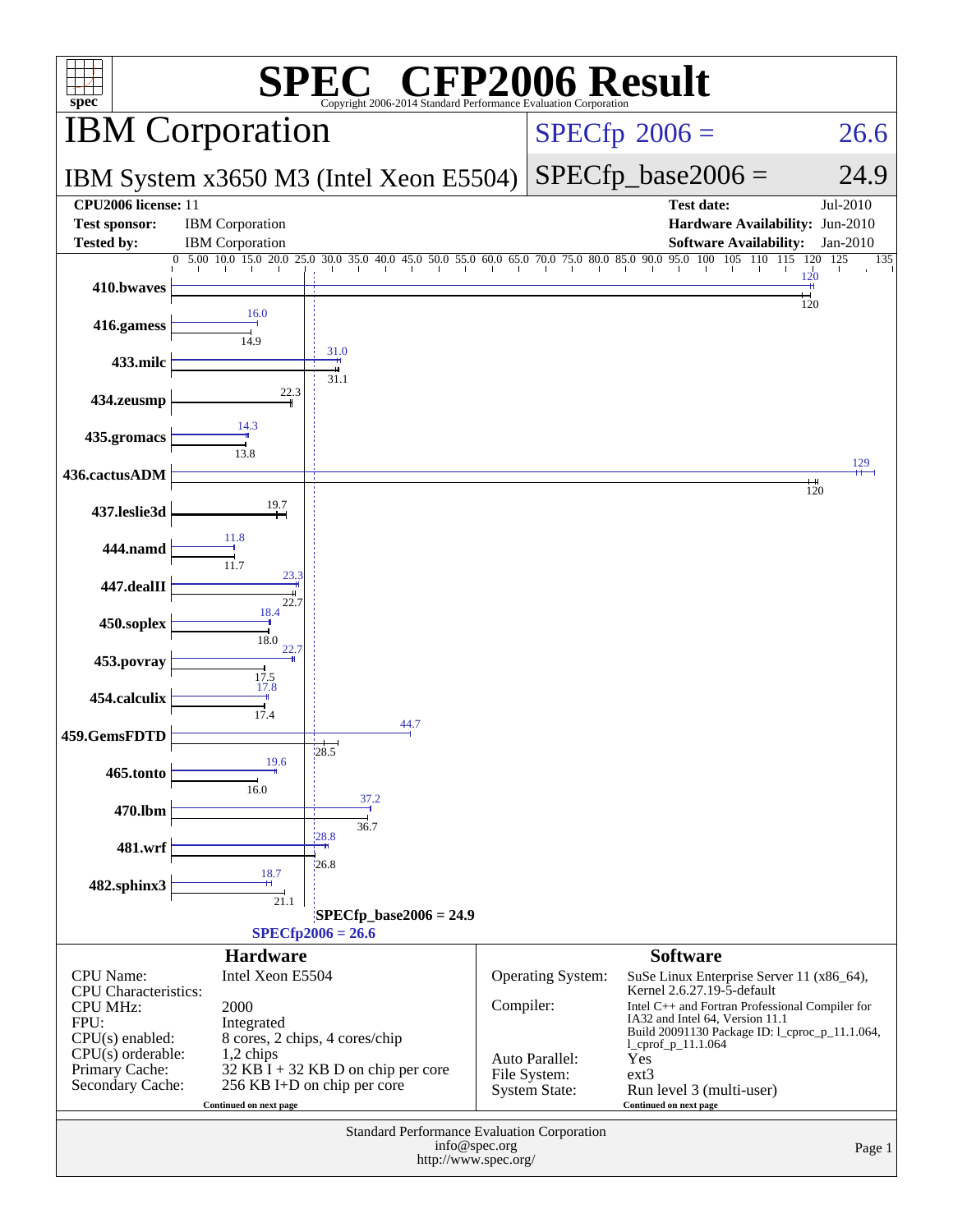# SPEC® CFP2006 Result

Copyright 2006-2014 Standard Performance Evaluation Corporation

## IBM Corporation

**IBM System x3650 M3 (Intel Xeon E5504)**

SPECfp 2006 = 26.6

SPECfp_base2006 = 24.9

| | | | |
|---|---|---|---|
| **CPU2006 license:** 11 | | **Test date:** | Jul-2010 |
| **Test sponsor:** | IBM Corporation | **Hardware Availability:** | Jun-2010 |
| **Tested by:** | IBM Corporation | **Software Availability:** | Jan-2010 |

| Benchmark | Peak | Base |
|---|---|---|
| 410.bwaves | 120 | 120 |
| 416.gamess | 16.0 | 14.9 |
| 433.milc | 31.0 | 31.1 |
| 434.zeusmp | | 22.3 |
| 435.gromacs | 14.3 | 13.8 |
| 436.cactusADM | 129 | 120 |
| 437.leslie3d | | 19.7 |
| 444.namd | 11.8 | 11.7 |
| 447.dealII | 23.3 | 22.7 |
| 450.soplex | 18.4 | 18.0 |
| 453.povray | 22.7 | 17.5 |
| 454.calculix | 17.8 | 17.4 |
| 459.GemsFDTD | 44.7 | 28.5 |
| 465.tonto | 19.6 | 16.0 |
| 470.lbm | 37.2 | 36.7 |
| 481.wrf | 28.8 | 26.8 |
| 482.sphinx3 | 18.7 | 21.1 |

SPECfp_base2006 = 24.9

SPECfp2006 = 26.6

### Hardware

| | |
|---|---|
| CPU Name: | Intel Xeon E5504 |
| CPU Characteristics: | |
| CPU MHz: | 2000 |
| FPU: | Integrated |
| CPU(s) enabled: | 8 cores, 2 chips, 4 cores/chip |
| CPU(s) orderable: | 1,2 chips |
| Primary Cache: | 32 KB I + 32 KB D on chip per core |
| Secondary Cache: | 256 KB I+D on chip per core |

Continued on next page

### Software

| | |
|---|---|
| Operating System: | SuSe Linux Enterprise Server 11 (x86_64), Kernel 2.6.27.19-5-default |
| Compiler: | Intel C++ and Fortran Professional Compiler for IA32 and Intel 64, Version 11.1 Build 20091130 Package ID: l_cproc_p_11.1.064, l_cprof_p_11.1.064 |
| Auto Parallel: | Yes |
| File System: | ext3 |
| System State: | Run level 3 (multi-user) |

Continued on next page

Standard Performance Evaluation Corporation
info@spec.org
http://www.spec.org/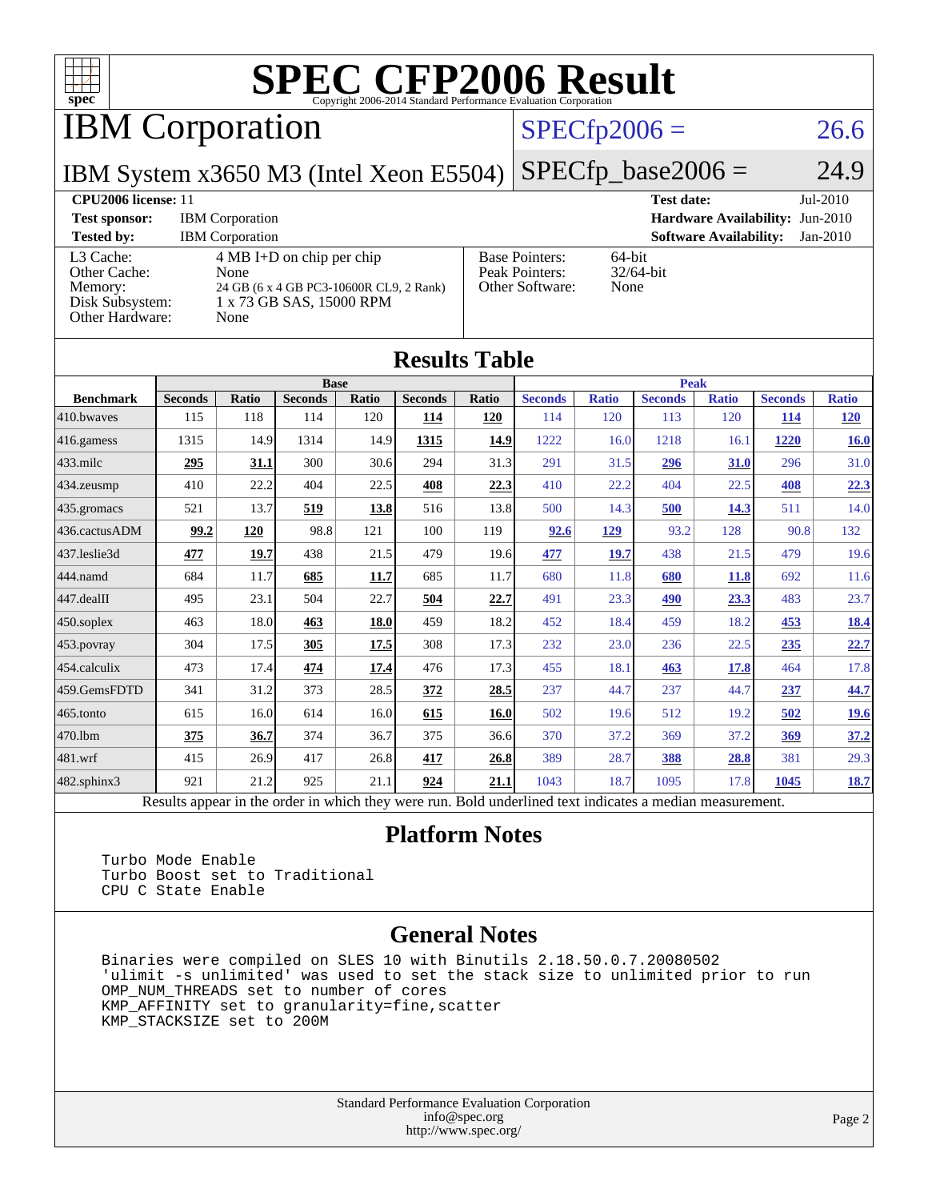# SPEC CFP2006 Result

Copyright 2006-2014 Standard Performance Evaluation Corporation

## IBM Corporation

IBM System x3650 M3 (Intel Xeon E5504)

SPECfp2006 = 26.6

SPECfp_base2006 = 24.9

**CPU2006 license:** 11

**Test sponsor:** IBM Corporation

**Tested by:** IBM Corporation

**Test date:** Jul-2010

**Hardware Availability:** Jun-2010

**Software Availability:** Jan-2010

| | |
|---|---|
| L3 Cache: | 4 MB I+D on chip per chip |
| Other Cache: | None |
| Memory: | 24 GB (6 x 4 GB PC3-10600R CL9, 2 Rank) |
| Disk Subsystem: | 1 x 73 GB SAS, 15000 RPM |
| Other Hardware: | None |

| | |
|---|---|
| Base Pointers: | 64-bit |
| Peak Pointers: | 32/64-bit |
| Other Software: | None |

## Results Table

| | Base | | | | | | Peak | | | | | |
|---|---|---|---|---|---|---|---|---|---|---|---|---|
| **Benchmark** | **Seconds** | **Ratio** | **Seconds** | **Ratio** | **Seconds** | **Ratio** | **Seconds** | **Ratio** | **Seconds** | **Ratio** | **Seconds** | **Ratio** |
| 410.bwaves | 115 | 118 | 114 | 120 | **114** | **120** | 114 | 120 | 113 | 120 | **114** | **120** |
| 416.gamess | 1315 | 14.9 | 1314 | 14.9 | **1315** | **14.9** | 1222 | 16.0 | 1218 | 16.1 | **1220** | **16.0** |
| 433.milc | **295** | **31.1** | 300 | 30.6 | 294 | 31.3 | 291 | 31.5 | **296** | **31.0** | 296 | 31.0 |
| 434.zeusmp | 410 | 22.2 | 404 | 22.5 | **408** | **22.3** | 410 | 22.2 | 404 | 22.5 | **408** | **22.3** |
| 435.gromacs | 521 | 13.7 | **519** | **13.8** | 516 | 13.8 | 500 | 14.3 | **500** | **14.3** | 511 | 14.0 |
| 436.cactusADM | **99.2** | **120** | 98.8 | 121 | 100 | 119 | **92.6** | **129** | 93.2 | 128 | 90.8 | 132 |
| 437.leslie3d | **477** | **19.7** | 438 | 21.5 | 479 | 19.6 | **477** | **19.7** | 438 | 21.5 | 479 | 19.6 |
| 444.namd | 684 | 11.7 | **685** | **11.7** | 685 | 11.7 | 680 | 11.8 | **680** | **11.8** | 692 | 11.6 |
| 447.dealII | 495 | 23.1 | 504 | 22.7 | **504** | **22.7** | 491 | 23.3 | **490** | **23.3** | 483 | 23.7 |
| 450.soplex | 463 | 18.0 | **463** | **18.0** | 459 | 18.2 | 452 | 18.4 | 459 | 18.2 | **453** | **18.4** |
| 453.povray | 304 | 17.5 | **305** | **17.5** | 308 | 17.3 | 232 | 23.0 | 236 | 22.5 | **235** | **22.7** |
| 454.calculix | 473 | 17.4 | **474** | **17.4** | 476 | 17.3 | 455 | 18.1 | **463** | **17.8** | 464 | 17.8 |
| 459.GemsFDTD | 341 | 31.2 | 373 | 28.5 | **372** | **28.5** | 237 | 44.7 | 237 | 44.7 | **237** | **44.7** |
| 465.tonto | 615 | 16.0 | 614 | 16.0 | **615** | **16.0** | 502 | 19.6 | 512 | 19.2 | **502** | **19.6** |
| 470.lbm | **375** | **36.7** | 374 | 36.7 | 375 | 36.6 | 370 | 37.2 | 369 | 37.2 | **369** | **37.2** |
| 481.wrf | 415 | 26.9 | 417 | 26.8 | **417** | **26.8** | 389 | 28.7 | **388** | **28.8** | 381 | 29.3 |
| 482.sphinx3 | 921 | 21.2 | 925 | 21.1 | **924** | **21.1** | 1043 | 18.7 | 1095 | 17.8 | **1045** | **18.7** |

Results appear in the order in which they were run. Bold underlined text indicates a median measurement.

## Platform Notes

```
Turbo Mode Enable
Turbo Boost set to Traditional
CPU C State Enable
```

## General Notes

```
Binaries were compiled on SLES 10 with Binutils 2.18.50.0.7.20080502
'ulimit -s unlimited' was used to set the stack size to unlimited prior to run
OMP_NUM_THREADS set to number of cores
KMP_AFFINITY set to granularity=fine,scatter
KMP_STACKSIZE set to 200M
```

Standard Performance Evaluation Corporation
info@spec.org
http://www.spec.org/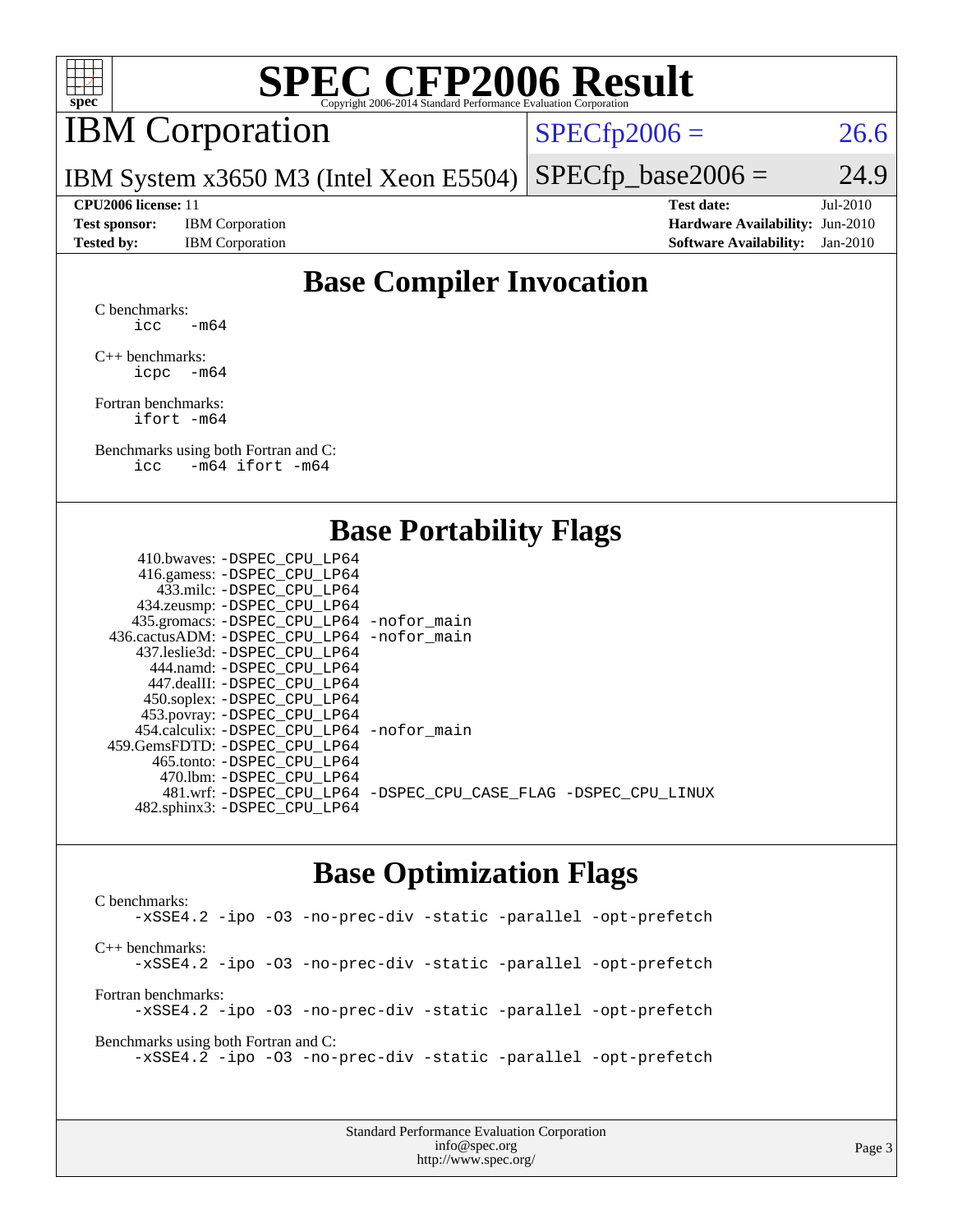# SPEC CFP2006 Result

Copyright 2006-2014 Standard Performance Evaluation Corporation

## IBM Corporation

IBM System x3650 M3 (Intel Xeon E5504)

SPECfp2006 = 26.6

SPECfp_base2006 = 24.9

**CPU2006 license:** 11
**Test sponsor:** IBM Corporation
**Tested by:** IBM Corporation

**Test date:** Jul-2010
**Hardware Availability:** Jun-2010
**Software Availability:** Jan-2010

## Base Compiler Invocation

C benchmarks:
```
icc   -m64
```

C++ benchmarks:
```
icpc  -m64
```

Fortran benchmarks:
```
ifort -m64
```

Benchmarks using both Fortran and C:
```
icc   -m64 ifort -m64
```

## Base Portability Flags

```
     410.bwaves: -DSPEC_CPU_LP64
     416.gamess: -DSPEC_CPU_LP64
       433.milc: -DSPEC_CPU_LP64
     434.zeusmp: -DSPEC_CPU_LP64
    435.gromacs: -DSPEC_CPU_LP64 -nofor_main
 436.cactusADM: -DSPEC_CPU_LP64 -nofor_main
    437.leslie3d: -DSPEC_CPU_LP64
       444.namd: -DSPEC_CPU_LP64
     447.dealII: -DSPEC_CPU_LP64
     450.soplex: -DSPEC_CPU_LP64
     453.povray: -DSPEC_CPU_LP64
   454.calculix: -DSPEC_CPU_LP64 -nofor_main
 459.GemsFDTD: -DSPEC_CPU_LP64
      465.tonto: -DSPEC_CPU_LP64
        470.lbm: -DSPEC_CPU_LP64
        481.wrf: -DSPEC_CPU_LP64 -DSPEC_CPU_CASE_FLAG -DSPEC_CPU_LINUX
    482.sphinx3: -DSPEC_CPU_LP64
```

## Base Optimization Flags

C benchmarks:
```
-xSSE4.2 -ipo -O3 -no-prec-div -static -parallel -opt-prefetch
```

C++ benchmarks:
```
-xSSE4.2 -ipo -O3 -no-prec-div -static -parallel -opt-prefetch
```

Fortran benchmarks:
```
-xSSE4.2 -ipo -O3 -no-prec-div -static -parallel -opt-prefetch
```

Benchmarks using both Fortran and C:
```
-xSSE4.2 -ipo -O3 -no-prec-div -static -parallel -opt-prefetch
```

Standard Performance Evaluation Corporation
info@spec.org
http://www.spec.org/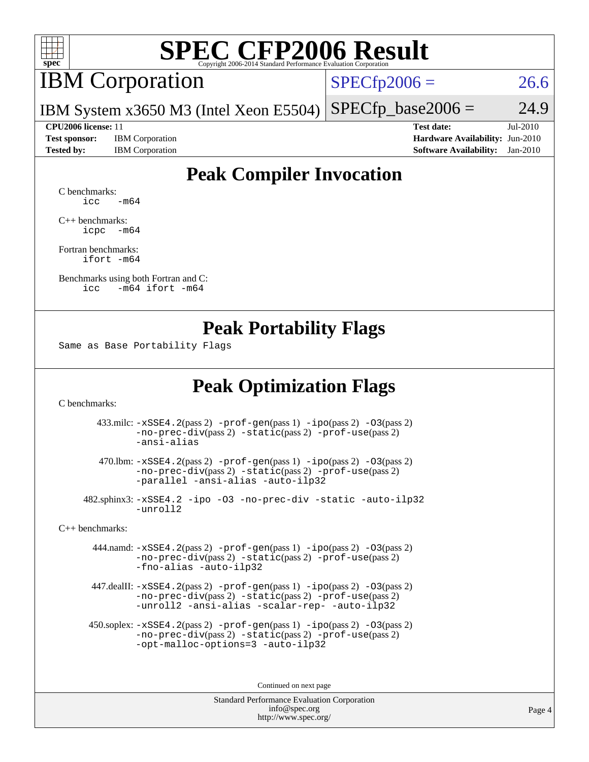# SPEC CFP2006 Result

Copyright 2006-2014 Standard Performance Evaluation Corporation

## IBM Corporation

IBM System x3650 M3 (Intel Xeon E5504)

SPECfp2006 = 26.6

SPECfp_base2006 = 24.9

**CPU2006 license:** 11
**Test sponsor:** IBM Corporation
**Tested by:** IBM Corporation

**Test date:** Jul-2010
**Hardware Availability:** Jun-2010
**Software Availability:** Jan-2010

## Peak Compiler Invocation

C benchmarks:
```
icc   -m64
```

C++ benchmarks:
```
icpc  -m64
```

Fortran benchmarks:
```
ifort -m64
```

Benchmarks using both Fortran and C:
```
icc   -m64 ifort -m64
```

## Peak Portability Flags

Same as Base Portability Flags

## Peak Optimization Flags

C benchmarks:

433.milc: -xSSE4.2(pass 2) -prof-gen(pass 1) -ipo(pass 2) -O3(pass 2) -no-prec-div(pass 2) -static(pass 2) -prof-use(pass 2) -ansi-alias

470.lbm: -xSSE4.2(pass 2) -prof-gen(pass 1) -ipo(pass 2) -O3(pass 2) -no-prec-div(pass 2) -static(pass 2) -prof-use(pass 2) -parallel -ansi-alias -auto-ilp32

482.sphinx3: -xSSE4.2 -ipo -O3 -no-prec-div -static -auto-ilp32 -unroll2

C++ benchmarks:

444.namd: -xSSE4.2(pass 2) -prof-gen(pass 1) -ipo(pass 2) -O3(pass 2) -no-prec-div(pass 2) -static(pass 2) -prof-use(pass 2) -fno-alias -auto-ilp32

447.dealII: -xSSE4.2(pass 2) -prof-gen(pass 1) -ipo(pass 2) -O3(pass 2) -no-prec-div(pass 2) -static(pass 2) -prof-use(pass 2) -unroll2 -ansi-alias -scalar-rep- -auto-ilp32

450.soplex: -xSSE4.2(pass 2) -prof-gen(pass 1) -ipo(pass 2) -O3(pass 2) -no-prec-div(pass 2) -static(pass 2) -prof-use(pass 2) -opt-malloc-options=3 -auto-ilp32

Continued on next page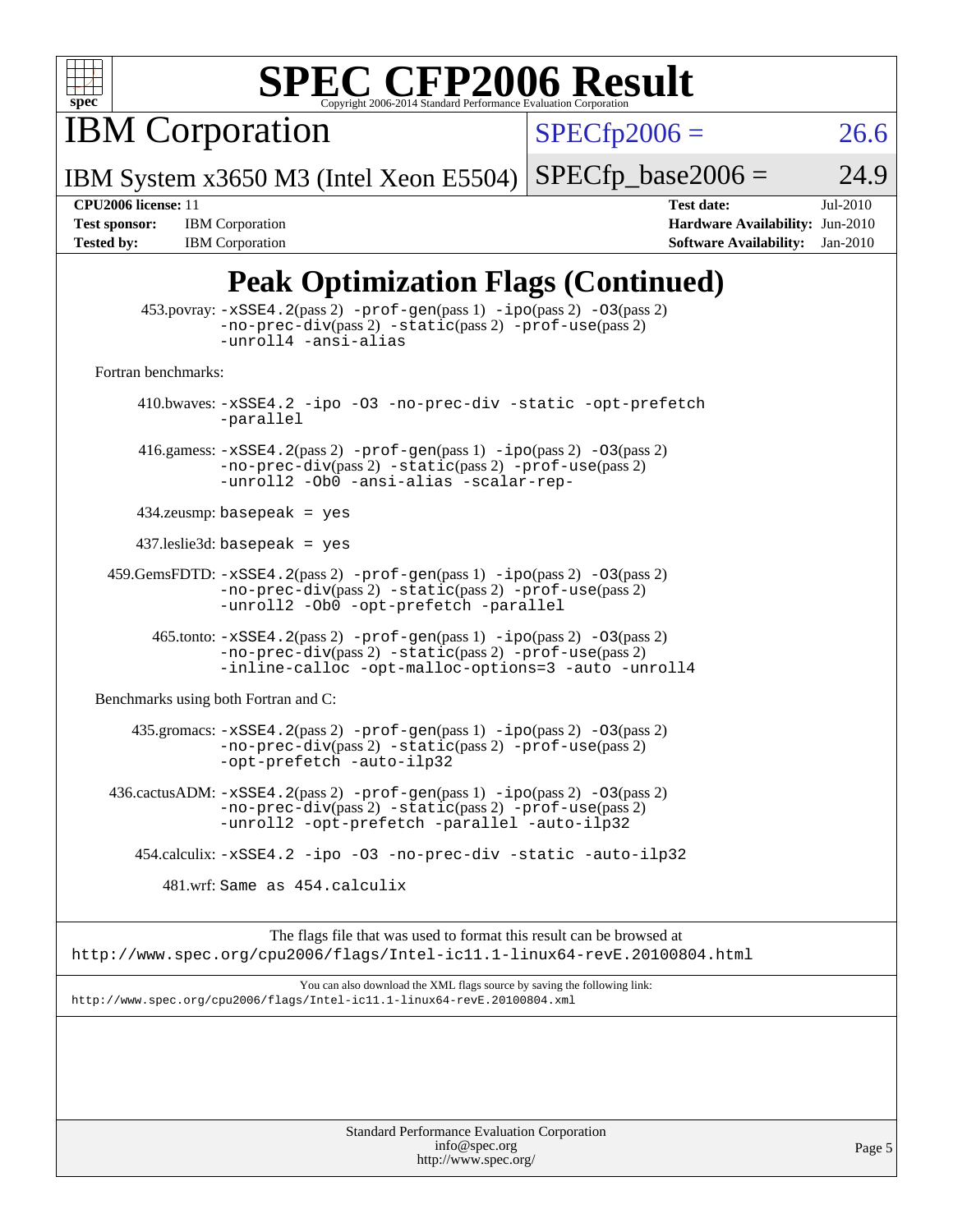# SPEC CFP2006 Result

Copyright 2006-2014 Standard Performance Evaluation Corporation

**IBM Corporation**

**IBM System x3650 M3 (Intel Xeon E5504)**

SPECfp2006 = 26.6

SPECfp_base2006 = 24.9

| | | | |
|---|---|---|---|
| **CPU2006 license:** 11 | | **Test date:** | Jul-2010 |
| **Test sponsor:** | IBM Corporation | **Hardware Availability:** | Jun-2010 |
| **Tested by:** | IBM Corporation | **Software Availability:** | Jan-2010 |

## Peak Optimization Flags (Continued)

453.povray: -xSSE4.2(pass 2) -prof-gen(pass 1) -ipo(pass 2) -O3(pass 2) -no-prec-div(pass 2) -static(pass 2) -prof-use(pass 2) -unroll4 -ansi-alias

Fortran benchmarks:

410.bwaves: -xSSE4.2 -ipo -O3 -no-prec-div -static -opt-prefetch -parallel

416.gamess: -xSSE4.2(pass 2) -prof-gen(pass 1) -ipo(pass 2) -O3(pass 2) -no-prec-div(pass 2) -static(pass 2) -prof-use(pass 2) -unroll2 -Ob0 -ansi-alias -scalar-rep-

434.zeusmp: basepeak = yes

437.leslie3d: basepeak = yes

459.GemsFDTD: -xSSE4.2(pass 2) -prof-gen(pass 1) -ipo(pass 2) -O3(pass 2) -no-prec-div(pass 2) -static(pass 2) -prof-use(pass 2) -unroll2 -Ob0 -opt-prefetch -parallel

465.tonto: -xSSE4.2(pass 2) -prof-gen(pass 1) -ipo(pass 2) -O3(pass 2) -no-prec-div(pass 2) -static(pass 2) -prof-use(pass 2) -inline-calloc -opt-malloc-options=3 -auto -unroll4

Benchmarks using both Fortran and C:

435.gromacs: -xSSE4.2(pass 2) -prof-gen(pass 1) -ipo(pass 2) -O3(pass 2) -no-prec-div(pass 2) -static(pass 2) -prof-use(pass 2) -opt-prefetch -auto-ilp32

436.cactusADM: -xSSE4.2(pass 2) -prof-gen(pass 1) -ipo(pass 2) -O3(pass 2) -no-prec-div(pass 2) -static(pass 2) -prof-use(pass 2) -unroll2 -opt-prefetch -parallel -auto-ilp32

454.calculix: -xSSE4.2 -ipo -O3 -no-prec-div -static -auto-ilp32

481.wrf: Same as 454.calculix

The flags file that was used to format this result can be browsed at
http://www.spec.org/cpu2006/flags/Intel-ic11.1-linux64-revE.20100804.html

You can also download the XML flags source by saving the following link:
http://www.spec.org/cpu2006/flags/Intel-ic11.1-linux64-revE.20100804.xml

Standard Performance Evaluation Corporation
info@spec.org
http://www.spec.org/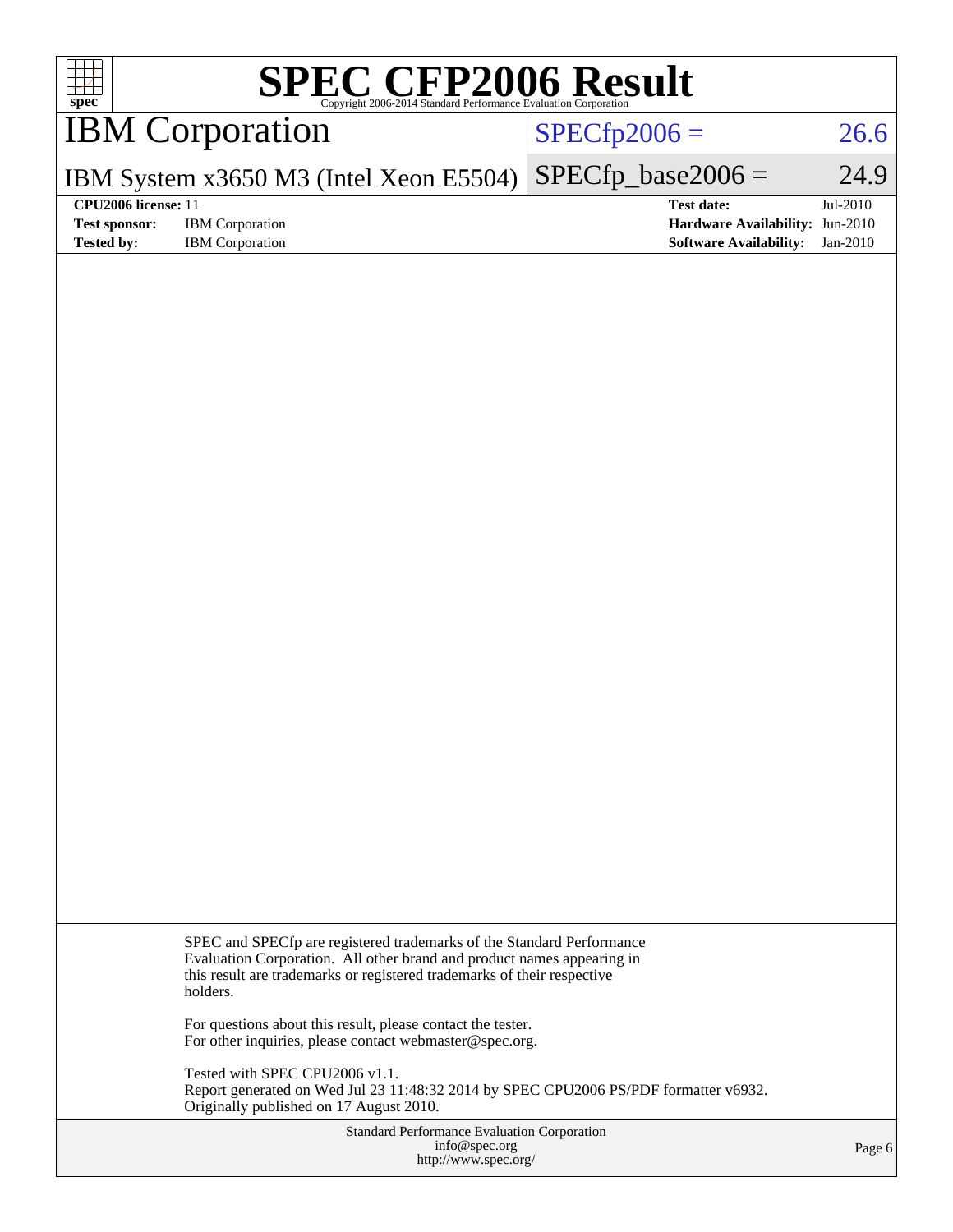SPEC and SPECfp are registered trademarks of the Standard Performance Evaluation Corporation. All other brand and product names appearing in this result are trademarks or registered trademarks of their respective holders.

For questions about this result, please contact the tester.
For other inquiries, please contact webmaster@spec.org.

Tested with SPEC CPU2006 v1.1.
Report generated on Wed Jul 23 11:48:32 2014 by SPEC CPU2006 PS/PDF formatter v6932.
Originally published on 17 August 2010.